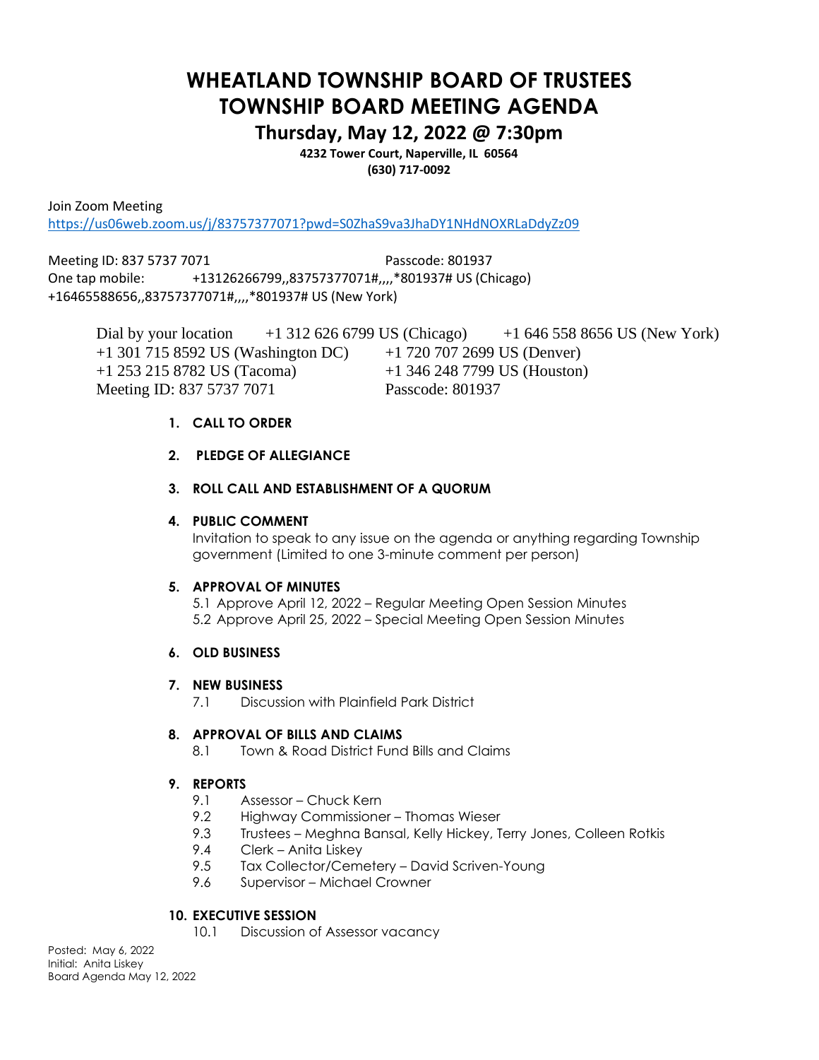# WHEATLAND TOWNSHIP BOARD OF TRUSTEES
# TOWNSHIP BOARD MEETING AGENDA

## Thursday, May 12, 2022 @ 7:30pm

**4232 Tower Court, Naperville, IL 60564**
**(630) 717-0092**

Join Zoom Meeting
https://us06web.zoom.us/j/83757377071?pwd=S0ZhaS9va3JhaDY1NHdNOXRLaDdyZz09

Meeting ID: 837 5737 7071 Passcode: 801937
One tap mobile: +13126266799,,83757377071#,,,,*801937# US (Chicago)
+16465588656,,83757377071#,,,,*801937# US (New York)

Dial by your location +1 312 626 6799 US (Chicago) +1 646 558 8656 US (New York)
+1 301 715 8592 US (Washington DC) +1 720 707 2699 US (Denver)
+1 253 215 8782 US (Tacoma) +1 346 248 7799 US (Houston)
Meeting ID: 837 5737 7071 Passcode: 801937

1. **CALL TO ORDER**

2. **PLEDGE OF ALLEGIANCE**

3. **ROLL CALL AND ESTABLISHMENT OF A QUORUM**

4. **PUBLIC COMMENT**
   Invitation to speak to any issue on the agenda or anything regarding Township government (Limited to one 3-minute comment per person)

5. **APPROVAL OF MINUTES**
   5.1 Approve April 12, 2022 – Regular Meeting Open Session Minutes
   5.2 Approve April 25, 2022 – Special Meeting Open Session Minutes

6. **OLD BUSINESS**

7. **NEW BUSINESS**
   7.1 Discussion with Plainfield Park District

8. **APPROVAL OF BILLS AND CLAIMS**
   8.1 Town & Road District Fund Bills and Claims

9. **REPORTS**
   9.1 Assessor – Chuck Kern
   9.2 Highway Commissioner – Thomas Wieser
   9.3 Trustees – Meghna Bansal, Kelly Hickey, Terry Jones, Colleen Rotkis
   9.4 Clerk – Anita Liskey
   9.5 Tax Collector/Cemetery – David Scriven-Young
   9.6 Supervisor – Michael Crowner

10. **EXECUTIVE SESSION**
    10.1 Discussion of Assessor vacancy

Posted: May 6, 2022
Initial: Anita Liskey
Board Agenda May 12, 2022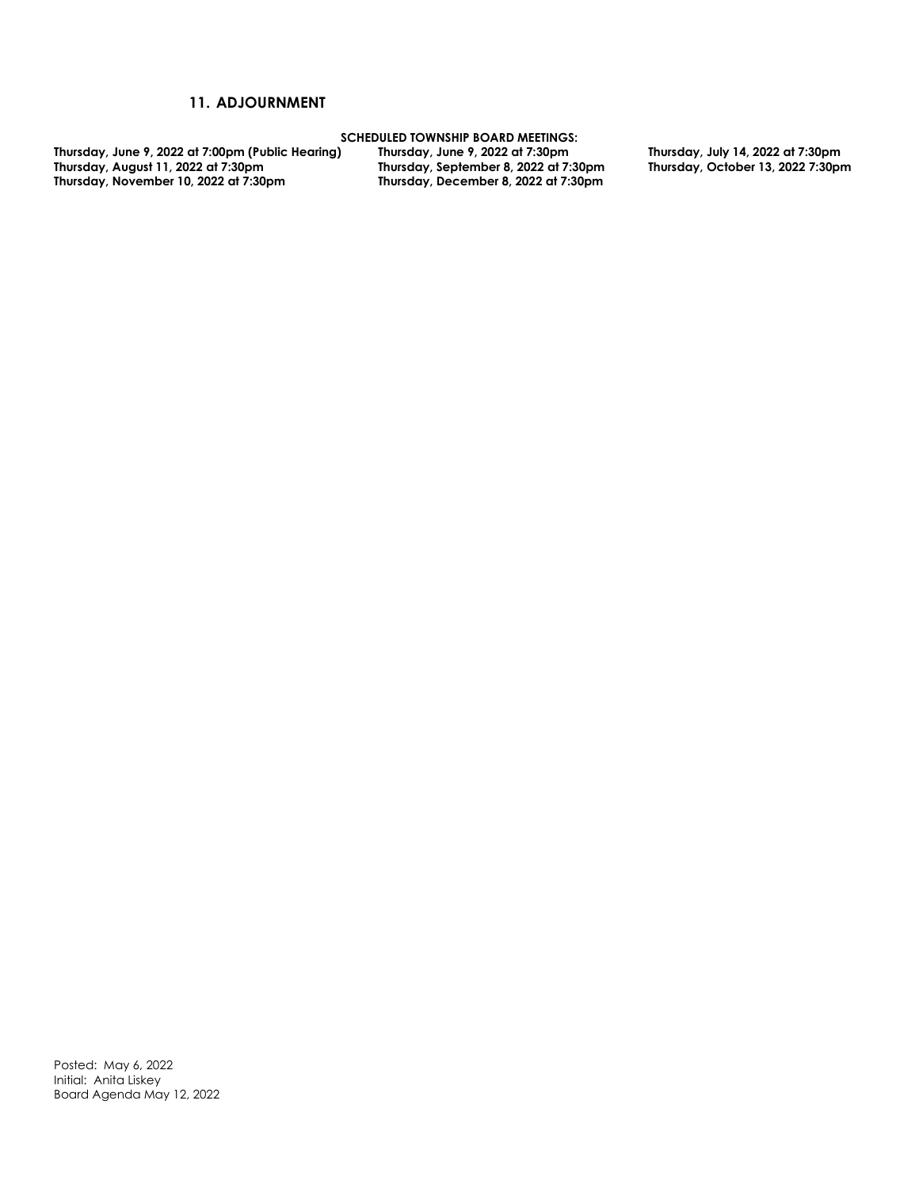## 11. ADJOURNMENT

**SCHEDULED TOWNSHIP BOARD MEETINGS:**

**Thursday, June 9, 2022 at 7:00pm (Public Hearing)**
**Thursday, June 9, 2022 at 7:30pm**
**Thursday, July 14, 2022 at 7:30pm**
**Thursday, August 11, 2022 at 7:30pm**
**Thursday, September 8, 2022 at 7:30pm**
**Thursday, October 13, 2022 7:30pm**
**Thursday, November 10, 2022 at 7:30pm**
**Thursday, December 8, 2022 at 7:30pm**

Posted: May 6, 2022
Initial: Anita Liskey
Board Agenda May 12, 2022